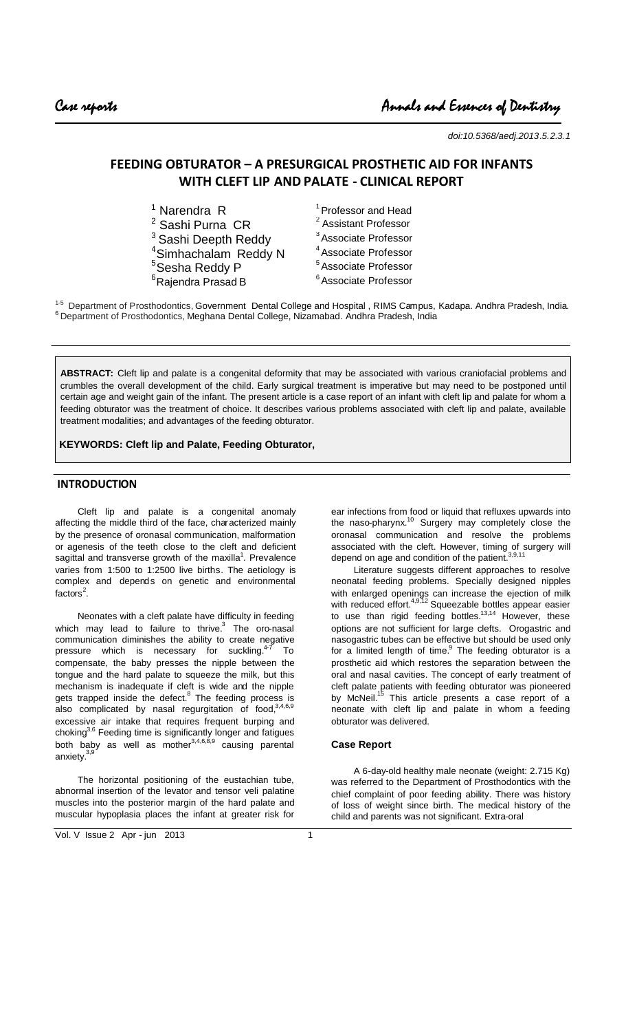doi:10.5368/aedj.2013.5.2.3.1

# FEEDING OBTURATOR – A PRESURGICAL PROSTHETIC AID FOR INFANTS WITH CLEFT LIP AND PALATE - CLINICAL REPORT

[1] Narendra R — [1] Professor and Head
[2] Sashi Purna CR — [2] Assistant Professor
[3] Sashi Deepth Reddy — [3] Associate Professor
[4] Simhachalam Reddy N — [4] Associate Professor
[5] Sesha Reddy P — [5] Associate Professor
[6] Rajendra Prasad B — [6] Associate Professor

[1-5] Department of Prosthodontics, Government Dental College and Hospital, RIMS Campus, Kadapa. Andhra Pradesh, India.
[6] Department of Prosthodontics, Meghana Dental College, Nizamabad. Andhra Pradesh, India

**ABSTRACT:** Cleft lip and palate is a congenital deformity that may be associated with various craniofacial problems and crumbles the overall development of the child. Early surgical treatment is imperative but may need to be postponed until certain age and weight gain of the infant. The present article is a case report of an infant with cleft lip and palate for whom a feeding obturator was the treatment of choice. It describes various problems associated with cleft lip and palate, available treatment modalities; and advantages of the feeding obturator.

**KEYWORDS: Cleft lip and Palate, Feeding Obturator,**

## INTRODUCTION

Cleft lip and palate is a congenital anomaly affecting the middle third of the face, characterized mainly by the presence of oronasal communication, malformation or agenesis of the teeth close to the cleft and deficient sagittal and transverse growth of the maxilla[1]. Prevalence varies from 1:500 to 1:2500 live births. The aetiology is complex and depends on genetic and environmental factors[2].

Neonates with a cleft palate have difficulty in feeding which may lead to failure to thrive.[3] The oro-nasal communication diminishes the ability to create negative pressure which is necessary for suckling.[4-7] To compensate, the baby presses the nipple between the tongue and the hard palate to squeeze the milk, but this mechanism is inadequate if cleft is wide and the nipple gets trapped inside the defect.[8] The feeding process is also complicated by nasal regurgitation of food,[3,4,6,9] excessive air intake that requires frequent burping and choking[3,6] Feeding time is significantly longer and fatigues both baby as well as mother[3,4,6,8,9] causing parental anxiety.[3,9]

The horizontal positioning of the eustachian tube, abnormal insertion of the levator and tensor veli palatine muscles into the posterior margin of the hard palate and muscular hypoplasia places the infant at greater risk for ear infections from food or liquid that refluxes upwards into the naso-pharynx.[10] Surgery may completely close the oronasal communication and resolve the problems associated with the cleft. However, timing of surgery will depend on age and condition of the patient.[3,9,11]

Literature suggests different approaches to resolve neonatal feeding problems. Specially designed nipples with enlarged openings can increase the ejection of milk with reduced effort.[4,9,12] Squeezable bottles appear easier to use than rigid feeding bottles.[13,14] However, these options are not sufficient for large clefts. Orogastric and nasogastric tubes can be effective but should be used only for a limited length of time.[9] The feeding obturator is a prosthetic aid which restores the separation between the oral and nasal cavities. The concept of early treatment of cleft palate patients with feeding obturator was pioneered by McNeil.[15] This article presents a case report of a neonate with cleft lip and palate in whom a feeding obturator was delivered.

### Case Report

A 6-day-old healthy male neonate (weight: 2.715 Kg) was referred to the Department of Prosthodontics with the chief complaint of poor feeding ability. There was history of loss of weight since birth. The medical history of the child and parents was not significant. Extra-oral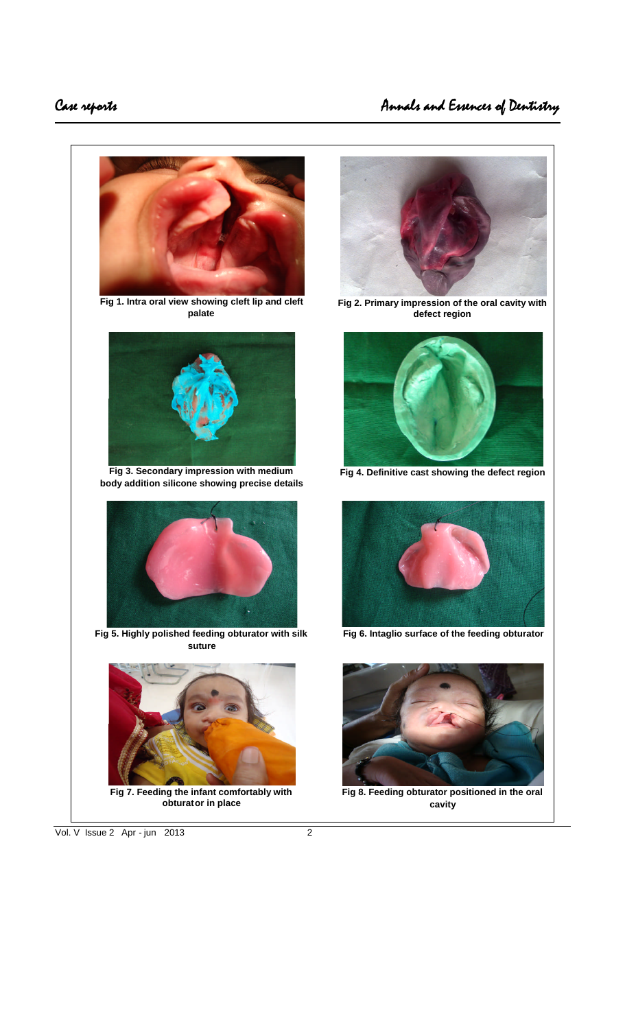Fig 1. Intra oral view showing cleft lip and cleft palate

Fig 2. Primary impression of the oral cavity with defect region

Fig 3. Secondary impression with medium body addition silicone showing precise details

Fig 4. Definitive cast showing the defect region

Fig 5. Highly polished feeding obturator with silk suture

Fig 6. Intaglio surface of the feeding obturator

Fig 7. Feeding the infant comfortably with obturator in place

Fig 8. Feeding obturator positioned in the oral cavity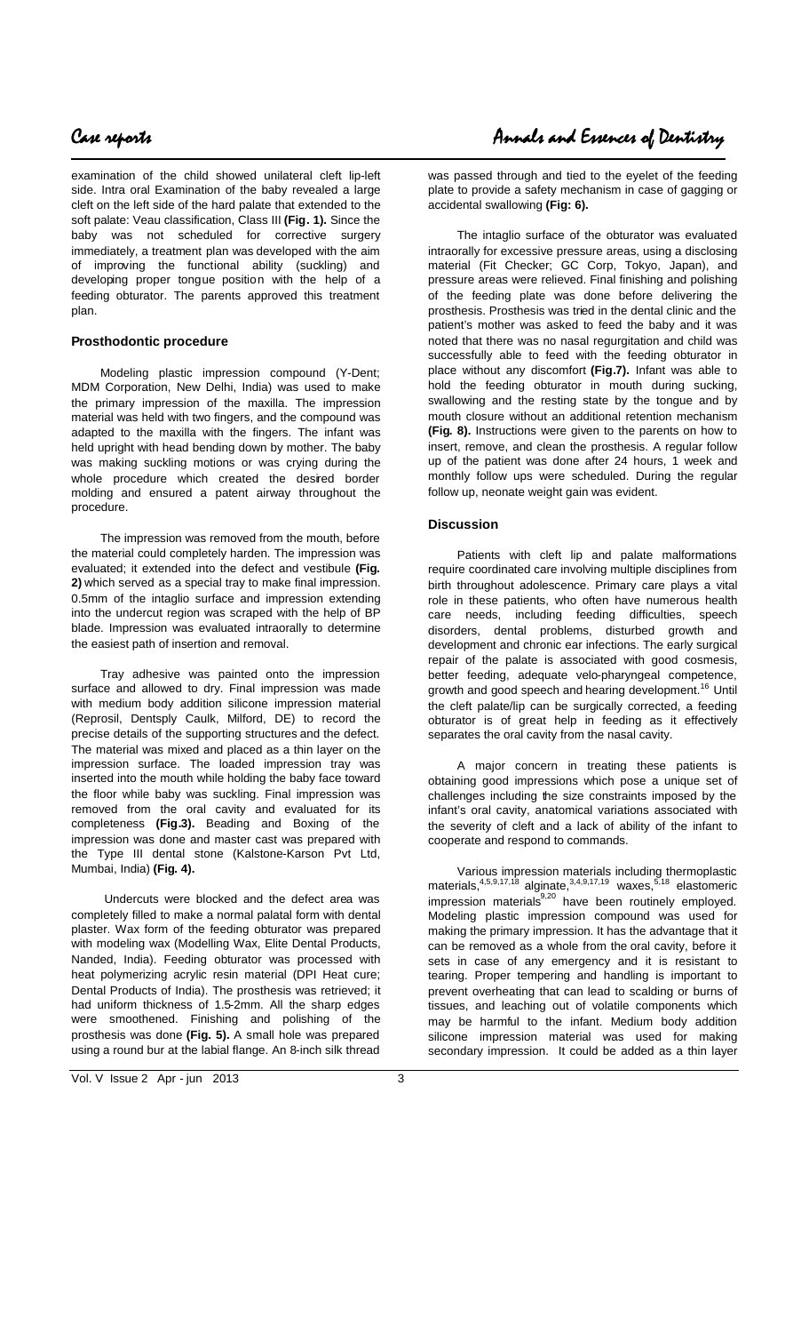examination of the child showed unilateral cleft lip-left side. Intra oral Examination of the baby revealed a large cleft on the left side of the hard palate that extended to the soft palate: Veau classification, Class III **(Fig. 1).** Since the baby was not scheduled for corrective surgery immediately, a treatment plan was developed with the aim of improving the functional ability (suckling) and developing proper tongue position with the help of a feeding obturator. The parents approved this treatment plan.

### Prosthodontic procedure

Modeling plastic impression compound (Y-Dent; MDM Corporation, New Delhi, India) was used to make the primary impression of the maxilla. The impression material was held with two fingers, and the compound was adapted to the maxilla with the fingers. The infant was held upright with head bending down by mother. The baby was making suckling motions or was crying during the whole procedure which created the desired border molding and ensured a patent airway throughout the procedure.

The impression was removed from the mouth, before the material could completely harden. The impression was evaluated; it extended into the defect and vestibule **(Fig. 2)** which served as a special tray to make final impression. 0.5mm of the intaglio surface and impression extending into the undercut region was scraped with the help of BP blade. Impression was evaluated intraorally to determine the easiest path of insertion and removal.

Tray adhesive was painted onto the impression surface and allowed to dry. Final impression was made with medium body addition silicone impression material (Reprosil, Dentsply Caulk, Milford, DE) to record the precise details of the supporting structures and the defect. The material was mixed and placed as a thin layer on the impression surface. The loaded impression tray was inserted into the mouth while holding the baby face toward the floor while baby was suckling. Final impression was removed from the oral cavity and evaluated for its completeness **(Fig.3).** Beading and Boxing of the impression was done and master cast was prepared with the Type III dental stone (Kalstone-Karson Pvt Ltd, Mumbai, India) **(Fig. 4).**

Undercuts were blocked and the defect area was completely filled to make a normal palatal form with dental plaster. Wax form of the feeding obturator was prepared with modeling wax (Modelling Wax, Elite Dental Products, Nanded, India). Feeding obturator was processed with heat polymerizing acrylic resin material (DPI Heat cure; Dental Products of India). The prosthesis was retrieved; it had uniform thickness of 1.5-2mm. All the sharp edges were smoothened. Finishing and polishing of the prosthesis was done **(Fig. 5).** A small hole was prepared using a round bur at the labial flange. An 8-inch silk thread was passed through and tied to the eyelet of the feeding plate to provide a safety mechanism in case of gagging or accidental swallowing **(Fig: 6).**

The intaglio surface of the obturator was evaluated intraorally for excessive pressure areas, using a disclosing material (Fit Checker; GC Corp, Tokyo, Japan), and pressure areas were relieved. Final finishing and polishing of the feeding plate was done before delivering the prosthesis. Prosthesis was tried in the dental clinic and the patient's mother was asked to feed the baby and it was noted that there was no nasal regurgitation and child was successfully able to feed with the feeding obturator in place without any discomfort **(Fig.7).** Infant was able to hold the feeding obturator in mouth during sucking, swallowing and the resting state by the tongue and by mouth closure without an additional retention mechanism **(Fig. 8).** Instructions were given to the parents on how to insert, remove, and clean the prosthesis. A regular follow up of the patient was done after 24 hours, 1 week and monthly follow ups were scheduled. During the regular follow up, neonate weight gain was evident.

### Discussion

Patients with cleft lip and palate malformations require coordinated care involving multiple disciplines from birth throughout adolescence. Primary care plays a vital role in these patients, who often have numerous health care needs, including feeding difficulties, speech disorders, dental problems, disturbed growth and development and chronic ear infections. The early surgical repair of the palate is associated with good cosmesis, better feeding, adequate velo-pharyngeal competence, growth and good speech and hearing development.[16] Until the cleft palate/lip can be surgically corrected, a feeding obturator is of great help in feeding as it effectively separates the oral cavity from the nasal cavity.

A major concern in treating these patients is obtaining good impressions which pose a unique set of challenges including the size constraints imposed by the infant's oral cavity, anatomical variations associated with the severity of cleft and a lack of ability of the infant to cooperate and respond to commands.

Various impression materials including thermoplastic materials,[4,5,9,17,18] alginate,[3,4,9,17,19] waxes,[5,18] elastomeric impression materials[9,20] have been routinely employed. Modeling plastic impression compound was used for making the primary impression. It has the advantage that it can be removed as a whole from the oral cavity, before it sets in case of any emergency and it is resistant to tearing. Proper tempering and handling is important to prevent overheating that can lead to scalding or burns of tissues, and leaching out of volatile components which may be harmful to the infant. Medium body addition silicone impression material was used for making secondary impression. It could be added as a thin layer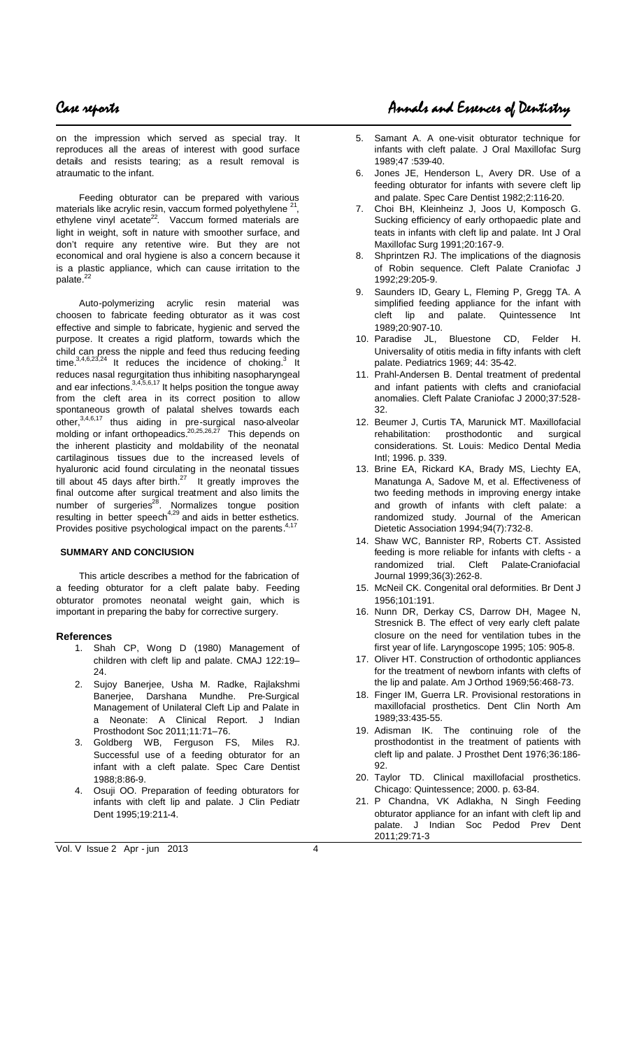on the impression which served as special tray. It reproduces all the areas of interest with good surface details and resists tearing; as a result removal is atraumatic to the infant.

Feeding obturator can be prepared with various materials like acrylic resin, vaccum formed polyethylene [21], ethylene vinyl acetate[22]. Vaccum formed materials are light in weight, soft in nature with smoother surface, and don't require any retentive wire. But they are not economical and oral hygiene is also a concern because it is a plastic appliance, which can cause irritation to the palate.[22]

Auto-polymerizing acrylic resin material was choosen to fabricate feeding obturator as it was cost effective and simple to fabricate, hygienic and served the purpose. It creates a rigid platform, towards which the child can press the nipple and feed thus reducing feeding time.[3,4,6,23,24] It reduces the incidence of choking.[3] It reduces nasal regurgitation thus inhibiting nasopharyngeal and ear infections.[3,4,5,6,17] It helps position the tongue away from the cleft area in its correct position to allow spontaneous growth of palatal shelves towards each other,[3,4,6,17] thus aiding in pre-surgical naso-alveolar molding or infant orthopeadics.[20,25,26,27] This depends on the inherent plasticity and moldability of the neonatal cartilaginous tissues due to the increased levels of hyaluronic acid found circulating in the neonatal tissues till about 45 days after birth.[27] It greatly improves the final outcome after surgical treatment and also limits the number of surgeries[28]. Normalizes tongue position resulting in better speech[4,29] and aids in better esthetics. Provides positive psychological impact on the parents.[4,17]

## SUMMARY AND CONClUSION

This article describes a method for the fabrication of a feeding obturator for a cleft palate baby. Feeding obturator promotes neonatal weight gain, which is important in preparing the baby for corrective surgery.

### References

1. Shah CP, Wong D (1980) Management of children with cleft lip and palate. CMAJ 122:19–24.
2. Sujoy Banerjee, Usha M. Radke, Rajlakshmi Banerjee, Darshana Mundhe. Pre-Surgical Management of Unilateral Cleft Lip and Palate in a Neonate: A Clinical Report. J Indian Prosthodont Soc 2011;11:71–76.
3. Goldberg WB, Ferguson FS, Miles RJ. Successful use of a feeding obturator for an infant with a cleft palate. Spec Care Dentist 1988;8:86-9.
4. Osuji OO. Preparation of feeding obturators for infants with cleft lip and palate. J Clin Pediatr Dent 1995;19:211-4.
5. Samant A. A one-visit obturator technique for infants with cleft palate. J Oral Maxillofac Surg 1989;47 :539-40.
6. Jones JE, Henderson L, Avery DR. Use of a feeding obturator for infants with severe cleft lip and palate. Spec Care Dentist 1982;2:116-20.
7. Choi BH, Kleinheinz J, Joos U, Komposch G. Sucking efficiency of early orthopaedic plate and teats in infants with cleft lip and palate. Int J Oral Maxillofac Surg 1991;20:167-9.
8. Shprintzen RJ. The implications of the diagnosis of Robin sequence. Cleft Palate Craniofac J 1992;29:205-9.
9. Saunders ID, Geary L, Fleming P, Gregg TA. A simplified feeding appliance for the infant with cleft lip and palate. Quintessence Int 1989;20:907-10.
10. Paradise JL, Bluestone CD, Felder H. Universality of otitis media in fifty infants with cleft palate. Pediatrics 1969; 44: 35-42.
11. Prahl-Andersen B. Dental treatment of predental and infant patients with clefts and craniofacial anomalies. Cleft Palate Craniofac J 2000;37:528-32.
12. Beumer J, Curtis TA, Marunick MT. Maxillofacial rehabilitation: prosthodontic and surgical considerations. St. Louis: Medico Dental Media Intl; 1996. p. 339.
13. Brine EA, Rickard KA, Brady MS, Liechty EA, Manatunga A, Sadove M, et al. Effectiveness of two feeding methods in improving energy intake and growth of infants with cleft palate: a randomized study. Journal of the American Dietetic Association 1994;94(7):732-8.
14. Shaw WC, Bannister RP, Roberts CT. Assisted feeding is more reliable for infants with clefts - a randomized trial. Cleft Palate-Craniofacial Journal 1999;36(3):262-8.
15. McNeil CK. Congenital oral deformities. Br Dent J 1956;101:191.
16. Nunn DR, Derkay CS, Darrow DH, Magee N, Stresnick B. The effect of very early cleft palate closure on the need for ventilation tubes in the first year of life. Laryngoscope 1995; 105: 905-8.
17. Oliver HT. Construction of orthodontic appliances for the treatment of newborn infants with clefts of the lip and palate. Am J Orthod 1969;56:468-73.
18. Finger IM, Guerra LR. Provisional restorations in maxillofacial prosthetics. Dent Clin North Am 1989;33:435-55.
19. Adisman IK. The continuing role of the prosthodontist in the treatment of patients with cleft lip and palate. J Prosthet Dent 1976;36:186-92.
20. Taylor TD. Clinical maxillofacial prosthetics. Chicago: Quintessence; 2000. p. 63-84.
21. P Chandna, VK Adlakha, N Singh Feeding obturator appliance for an infant with cleft lip and palate. J Indian Soc Pedod Prev Dent 2011;29:71-3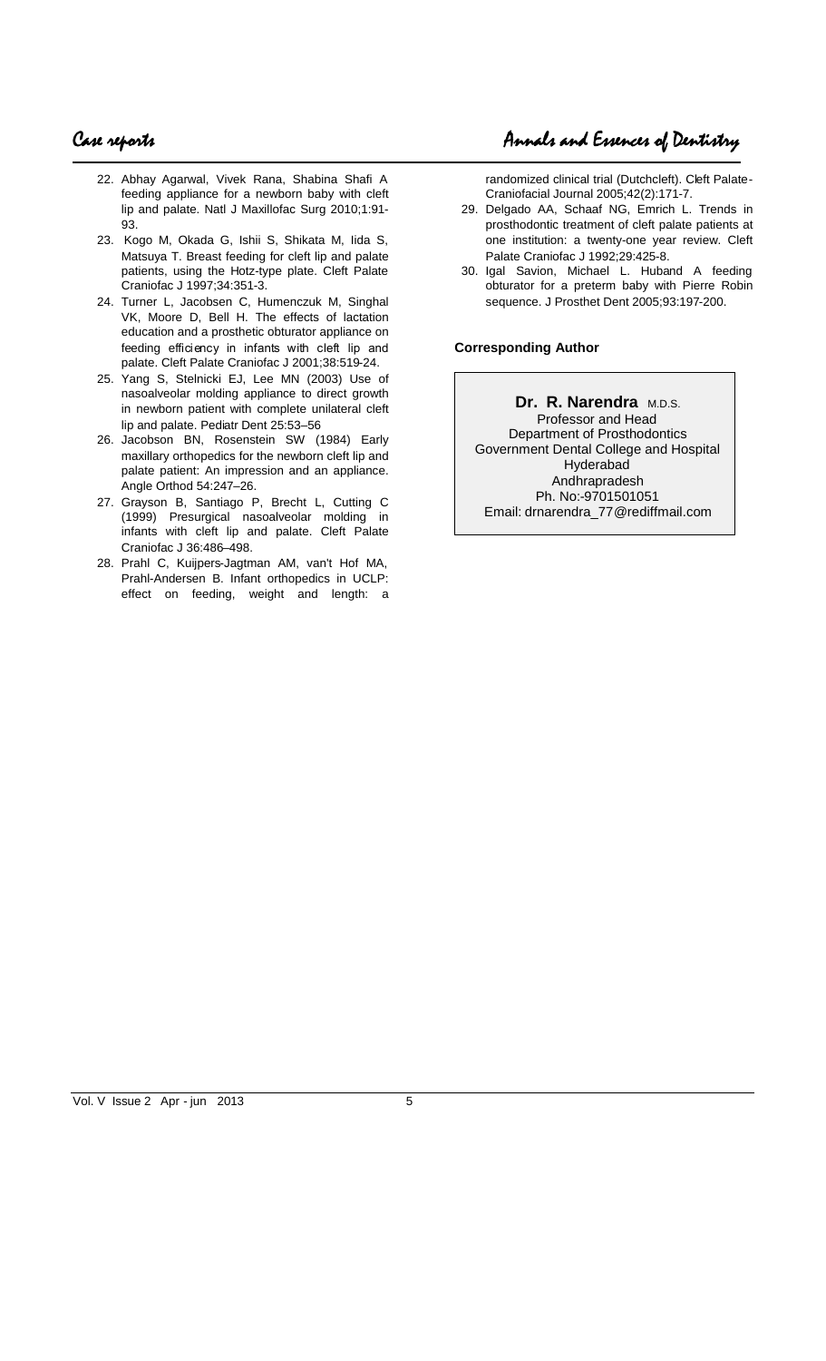22. Abhay Agarwal, Vivek Rana, Shabina Shafi A feeding appliance for a newborn baby with cleft lip and palate. Natl J Maxillofac Surg 2010;1:91-93.
23. Kogo M, Okada G, Ishii S, Shikata M, Iida S, Matsuya T. Breast feeding for cleft lip and palate patients, using the Hotz-type plate. Cleft Palate Craniofac J 1997;34:351-3.
24. Turner L, Jacobsen C, Humenczuk M, Singhal VK, Moore D, Bell H. The effects of lactation education and a prosthetic obturator appliance on feeding efficiency in infants with cleft lip and palate. Cleft Palate Craniofac J 2001;38:519-24.
25. Yang S, Stelnicki EJ, Lee MN (2003) Use of nasoalveolar molding appliance to direct growth in newborn patient with complete unilateral cleft lip and palate. Pediatr Dent 25:53–56
26. Jacobson BN, Rosenstein SW (1984) Early maxillary orthopedics for the newborn cleft lip and palate patient: An impression and an appliance. Angle Orthod 54:247–26.
27. Grayson B, Santiago P, Brecht L, Cutting C (1999) Presurgical nasoalveolar molding in infants with cleft lip and palate. Cleft Palate Craniofac J 36:486–498.
28. Prahl C, Kuijpers-Jagtman AM, van't Hof MA, Prahl-Andersen B. Infant orthopedics in UCLP: effect on feeding, weight and length: a randomized clinical trial (Dutchcleft). Cleft Palate-Craniofacial Journal 2005;42(2):171-7.
29. Delgado AA, Schaaf NG, Emrich L. Trends in prosthodontic treatment of cleft palate patients at one institution: a twenty-one year review. Cleft Palate Craniofac J 1992;29:425-8.
30. Igal Savion, Michael L. Huband A feeding obturator for a preterm baby with Pierre Robin sequence. J Prosthet Dent 2005;93:197-200.

**Corresponding Author**

**Dr. R. Narendra** M.D.S.
Professor and Head
Department of Prosthodontics
Government Dental College and Hospital
Hyderabad
Andhrapradesh
Ph. No:-9701501051
Email: drnarendra_77@rediffmail.com